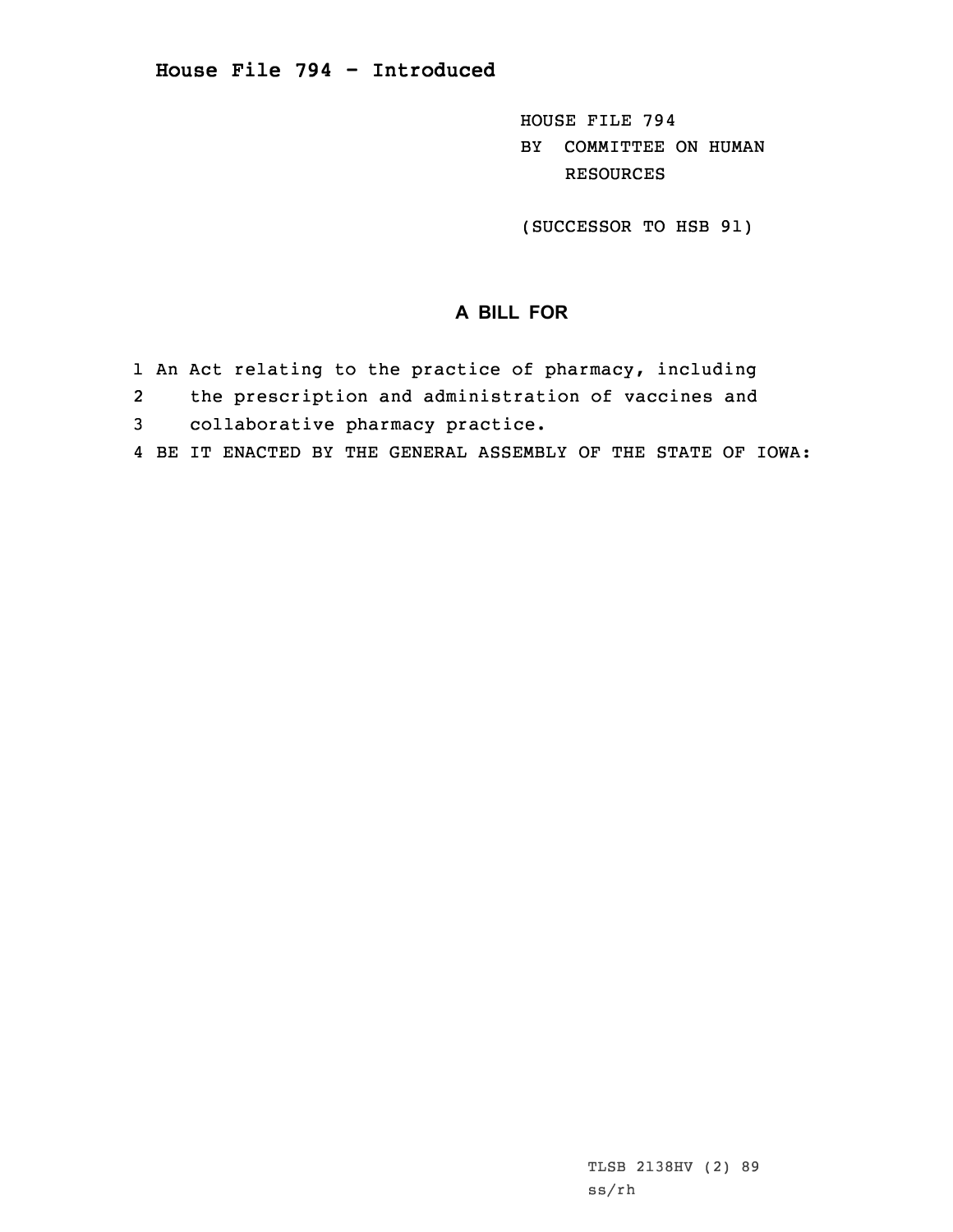# House File 794 - Introduced

HOUSE FILE 794
BY COMMITTEE ON HUMAN RESOURCES

(SUCCESSOR TO HSB 91)

## A BILL FOR

1 An Act relating to the practice of pharmacy, including
2 the prescription and administration of vaccines and
3 collaborative pharmacy practice.
4 BE IT ENACTED BY THE GENERAL ASSEMBLY OF THE STATE OF IOWA:

TLSB 2138HV (2) 89
ss/rh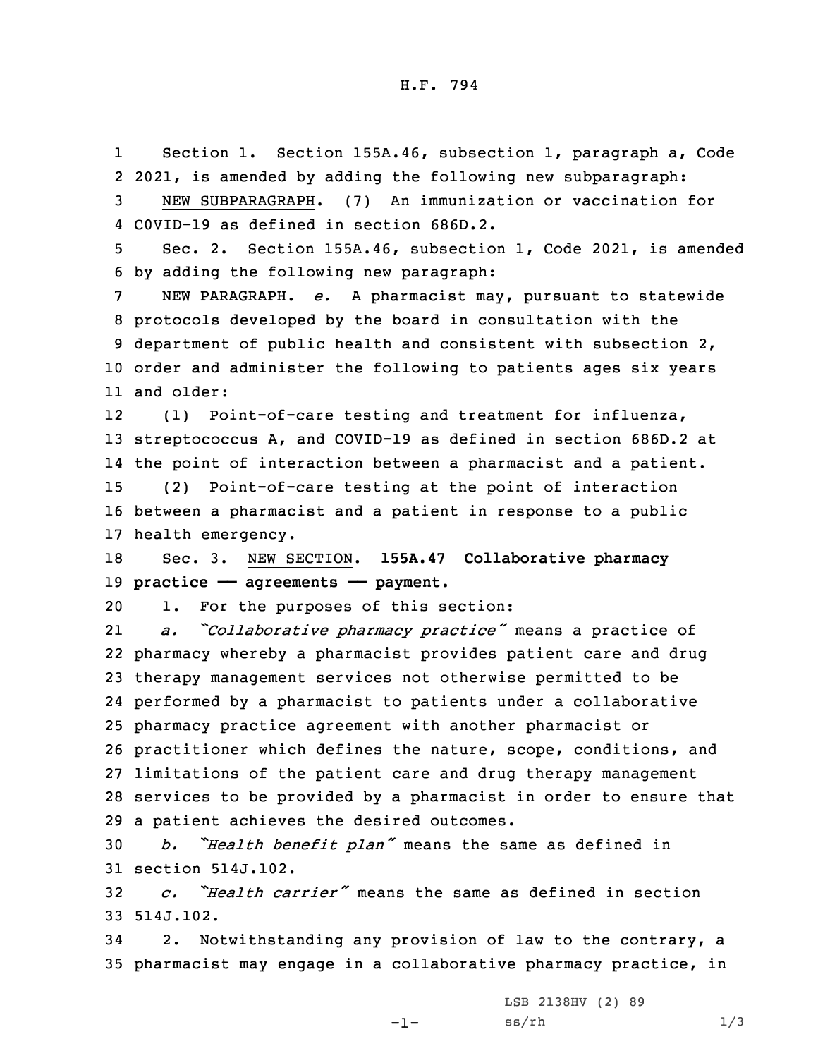Section 1. Section 155A.46, subsection 1, paragraph a, Code 2021, is amended by adding the following new subparagraph:

NEW SUBPARAGRAPH. (7) An immunization or vaccination for COVID-19 as defined in section 686D.2.

Sec. 2. Section 155A.46, subsection 1, Code 2021, is amended by adding the following new paragraph:

NEW PARAGRAPH. *e.* A pharmacist may, pursuant to statewide protocols developed by the board in consultation with the department of public health and consistent with subsection 2, order and administer the following to patients ages six years and older:

(1) Point-of-care testing and treatment for influenza, streptococcus A, and COVID-19 as defined in section 686D.2 at the point of interaction between a pharmacist and a patient.

(2) Point-of-care testing at the point of interaction between a pharmacist and a patient in response to a public health emergency.

Sec. 3. NEW SECTION. **155A.47 Collaborative pharmacy practice —— agreements —— payment.**

1. For the purposes of this section:

*a. "Collaborative pharmacy practice"* means a practice of pharmacy whereby a pharmacist provides patient care and drug therapy management services not otherwise permitted to be performed by a pharmacist to patients under a collaborative pharmacy practice agreement with another pharmacist or practitioner which defines the nature, scope, conditions, and limitations of the patient care and drug therapy management services to be provided by a pharmacist in order to ensure that a patient achieves the desired outcomes.

*b. "Health benefit plan"* means the same as defined in section 514J.102.

*c. "Health carrier"* means the same as defined in section 514J.102.

2. Notwithstanding any provision of law to the contrary, a pharmacist may engage in a collaborative pharmacy practice, in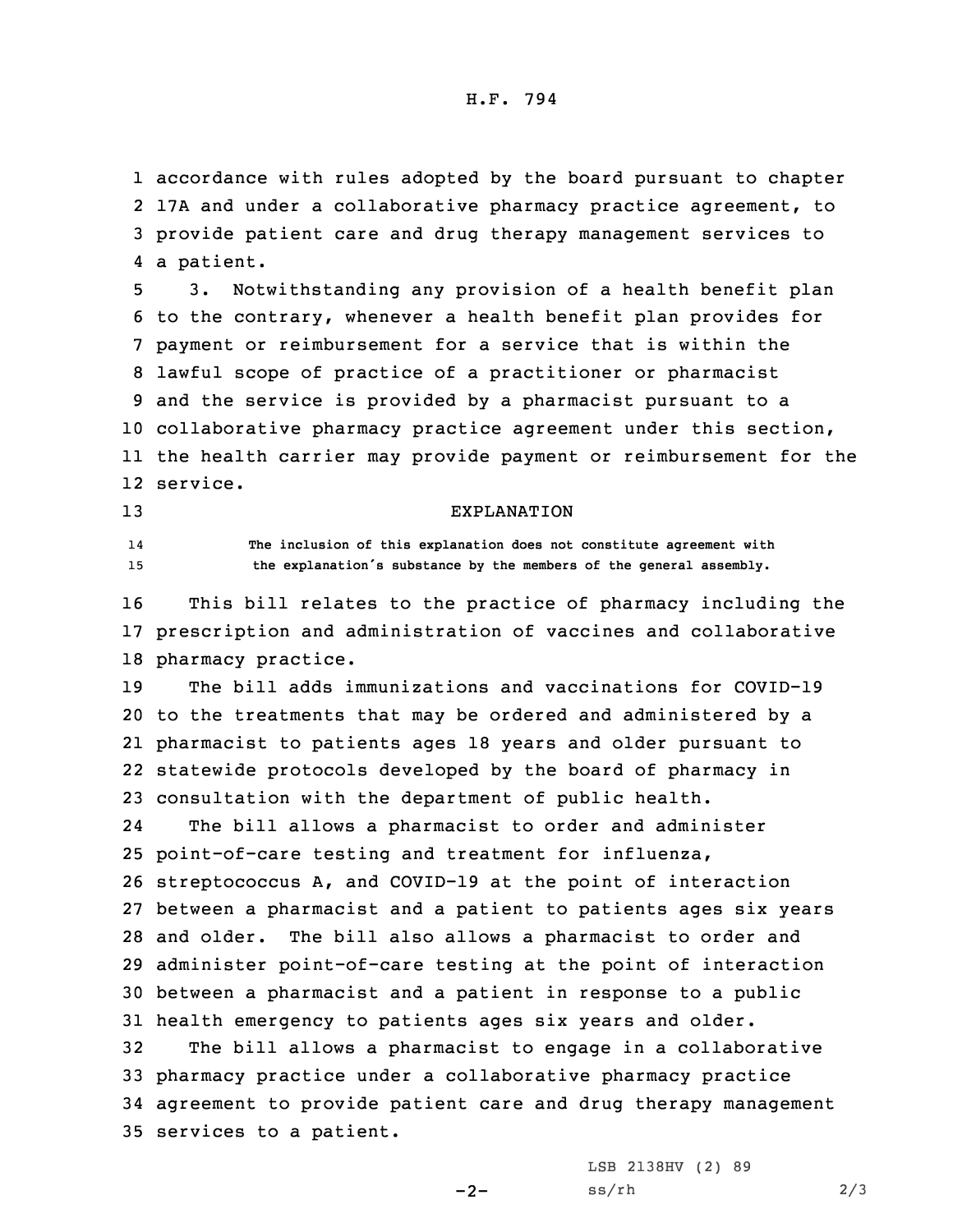accordance with rules adopted by the board pursuant to chapter 17A and under a collaborative pharmacy practice agreement, to provide patient care and drug therapy management services to a patient.

3. Notwithstanding any provision of a health benefit plan to the contrary, whenever a health benefit plan provides for payment or reimbursement for a service that is within the lawful scope of practice of a practitioner or pharmacist and the service is provided by a pharmacist pursuant to a collaborative pharmacy practice agreement under this section, the health carrier may provide payment or reimbursement for the service.

EXPLANATION

The inclusion of this explanation does not constitute agreement with the explanation's substance by the members of the general assembly.

This bill relates to the practice of pharmacy including the prescription and administration of vaccines and collaborative pharmacy practice.

The bill adds immunizations and vaccinations for COVID-19 to the treatments that may be ordered and administered by a pharmacist to patients ages 18 years and older pursuant to statewide protocols developed by the board of pharmacy in consultation with the department of public health.

The bill allows a pharmacist to order and administer point-of-care testing and treatment for influenza, streptococcus A, and COVID-19 at the point of interaction between a pharmacist and a patient to patients ages six years and older. The bill also allows a pharmacist to order and administer point-of-care testing at the point of interaction between a pharmacist and a patient in response to a public health emergency to patients ages six years and older.

The bill allows a pharmacist to engage in a collaborative pharmacy practice under a collaborative pharmacy practice agreement to provide patient care and drug therapy management services to a patient.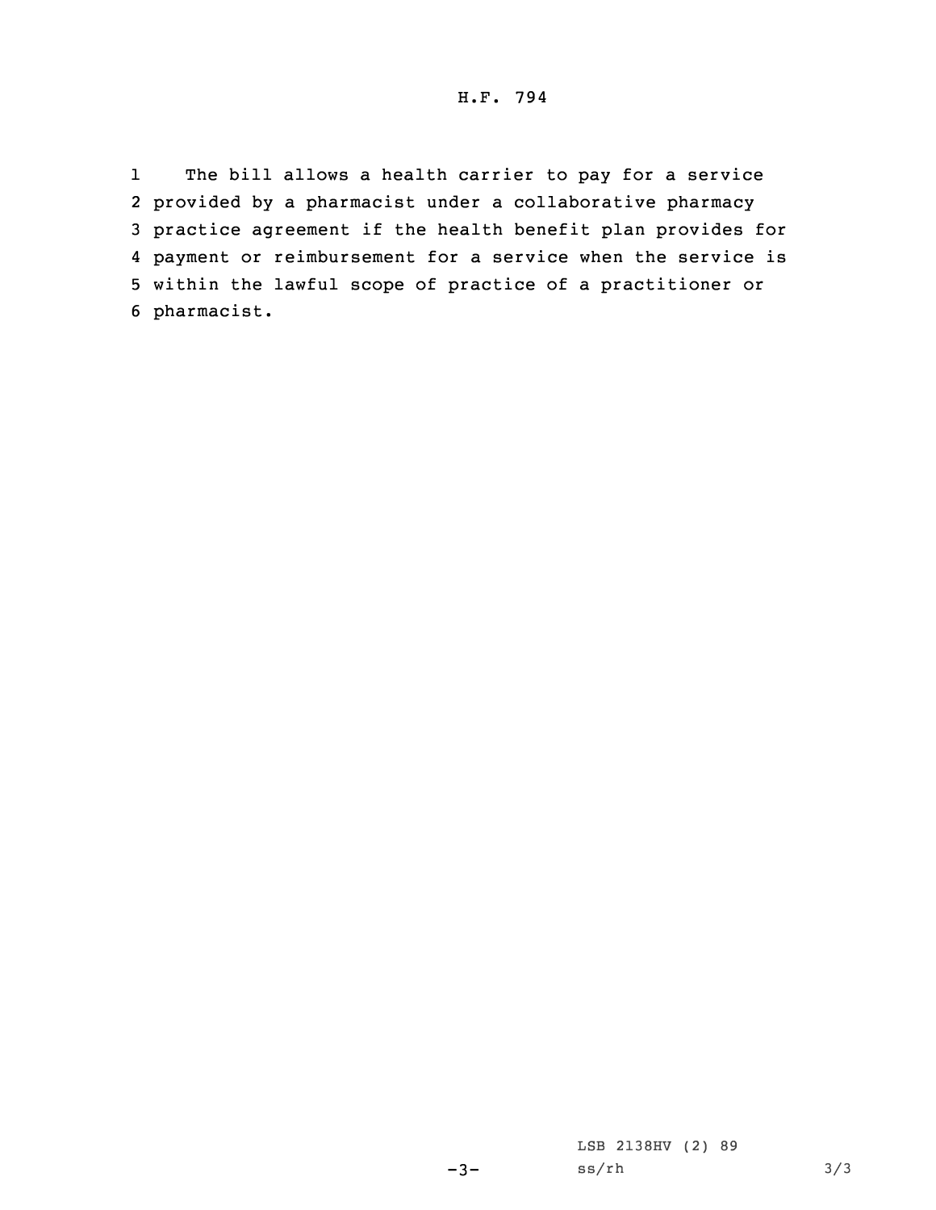The bill allows a health carrier to pay for a service provided by a pharmacist under a collaborative pharmacy practice agreement if the health benefit plan provides for payment or reimbursement for a service when the service is within the lawful scope of practice of a practitioner or pharmacist.

LSB 2138HV (2) 89
ss/rh